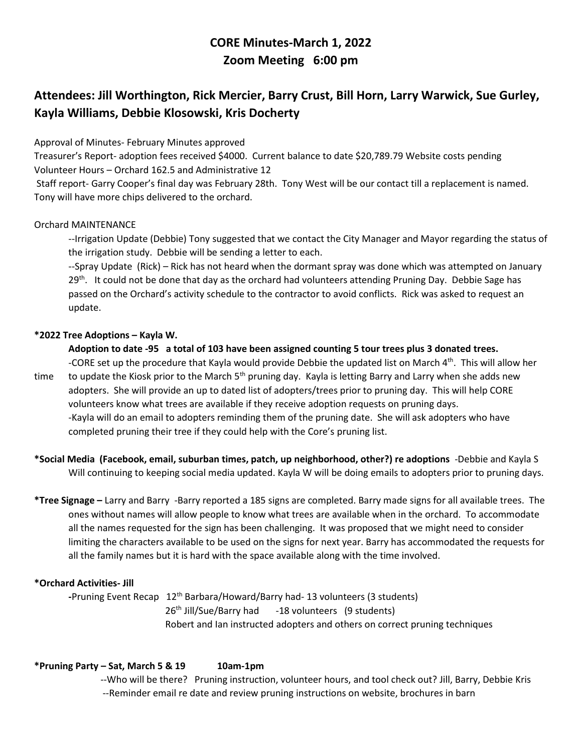# CORE Minutes-March 1, 2022
# Zoom Meeting 6:00 pm

## Attendees: Jill Worthington, Rick Mercier, Barry Crust, Bill Horn, Larry Warwick, Sue Gurley, Kayla Williams, Debbie Klosowski, Kris Docherty

Approval of Minutes- February Minutes approved

Treasurer's Report- adoption fees received $4000. Current balance to date $20,789.79 Website costs pending

Volunteer Hours – Orchard 162.5 and Administrative 12

Staff report- Garry Cooper's final day was February 28th. Tony West will be our contact till a replacement is named. Tony will have more chips delivered to the orchard.

Orchard MAINTENANCE

--Irrigation Update (Debbie) Tony suggested that we contact the City Manager and Mayor regarding the status of the irrigation study. Debbie will be sending a letter to each.

--Spray Update (Rick) – Rick has not heard when the dormant spray was done which was attempted on January 29th. It could not be done that day as the orchard had volunteers attending Pruning Day. Debbie Sage has passed on the Orchard's activity schedule to the contractor to avoid conflicts. Rick was asked to request an update.

**\*2022 Tree Adoptions – Kayla W.**

**Adoption to date -95 a total of 103 have been assigned counting 5 tour trees plus 3 donated trees.**

-CORE set up the procedure that Kayla would provide Debbie the updated list on March 4th. This will allow her time to update the Kiosk prior to the March 5th pruning day. Kayla is letting Barry and Larry when she adds new adopters. She will provide an up to dated list of adopters/trees prior to pruning day. This will help CORE volunteers know what trees are available if they receive adoption requests on pruning days.

-Kayla will do an email to adopters reminding them of the pruning date. She will ask adopters who have completed pruning their tree if they could help with the Core's pruning list.

**\*Social Media (Facebook, email, suburban times, patch, up neighborhood, other?) re adoptions** -Debbie and Kayla S Will continuing to keeping social media updated. Kayla W will be doing emails to adopters prior to pruning days.

**\*Tree Signage –** Larry and Barry -Barry reported a 185 signs are completed. Barry made signs for all available trees. The ones without names will allow people to know what trees are available when in the orchard. To accommodate all the names requested for the sign has been challenging. It was proposed that we might need to consider limiting the characters available to be used on the signs for next year. Barry has accommodated the requests for all the family names but it is hard with the space available along with the time involved.

**\*Orchard Activities- Jill**

-Pruning Event Recap 12th Barbara/Howard/Barry had- 13 volunteers (3 students)

26th Jill/Sue/Barry had -18 volunteers (9 students)

Robert and Ian instructed adopters and others on correct pruning techniques

**\*Pruning Party – Sat, March 5 & 19 10am-1pm**

--Who will be there? Pruning instruction, volunteer hours, and tool check out? Jill, Barry, Debbie Kris

--Reminder email re date and review pruning instructions on website, brochures in barn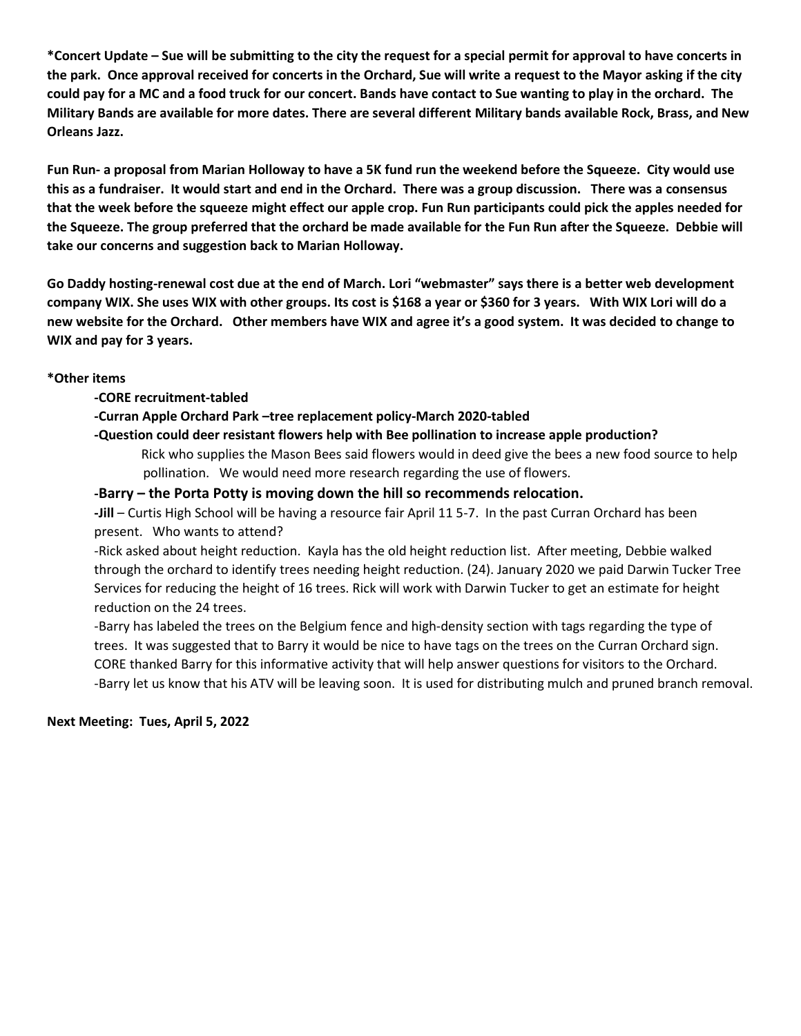**\*Concert Update – Sue will be submitting to the city the request for a special permit for approval to have concerts in the park. Once approval received for concerts in the Orchard, Sue will write a request to the Mayor asking if the city could pay for a MC and a food truck for our concert. Bands have contact to Sue wanting to play in the orchard. The Military Bands are available for more dates. There are several different Military bands available Rock, Brass, and New Orleans Jazz.**

**Fun Run- a proposal from Marian Holloway to have a 5K fund run the weekend before the Squeeze. City would use this as a fundraiser. It would start and end in the Orchard. There was a group discussion. There was a consensus that the week before the squeeze might effect our apple crop. Fun Run participants could pick the apples needed for the Squeeze. The group preferred that the orchard be made available for the Fun Run after the Squeeze. Debbie will take our concerns and suggestion back to Marian Holloway.**

**Go Daddy hosting-renewal cost due at the end of March. Lori "webmaster" says there is a better web development company WIX. She uses WIX with other groups. Its cost is $168 a year or $360 for 3 years. With WIX Lori will do a new website for the Orchard. Other members have WIX and agree it's a good system. It was decided to change to WIX and pay for 3 years.**

**\*Other items**

**-CORE recruitment-tabled**

**-Curran Apple Orchard Park –tree replacement policy-March 2020-tabled**

**-Question could deer resistant flowers help with Bee pollination to increase apple production?**

Rick who supplies the Mason Bees said flowers would in deed give the bees a new food source to help pollination. We would need more research regarding the use of flowers.

**-Barry – the Porta Potty is moving down the hill so recommends relocation.**

**-Jill** – Curtis High School will be having a resource fair April 11 5-7. In the past Curran Orchard has been present. Who wants to attend?

-Rick asked about height reduction. Kayla has the old height reduction list. After meeting, Debbie walked through the orchard to identify trees needing height reduction. (24). January 2020 we paid Darwin Tucker Tree Services for reducing the height of 16 trees. Rick will work with Darwin Tucker to get an estimate for height reduction on the 24 trees.

-Barry has labeled the trees on the Belgium fence and high-density section with tags regarding the type of trees. It was suggested that to Barry it would be nice to have tags on the trees on the Curran Orchard sign. CORE thanked Barry for this informative activity that will help answer questions for visitors to the Orchard.

-Barry let us know that his ATV will be leaving soon. It is used for distributing mulch and pruned branch removal.

**Next Meeting: Tues, April 5, 2022**